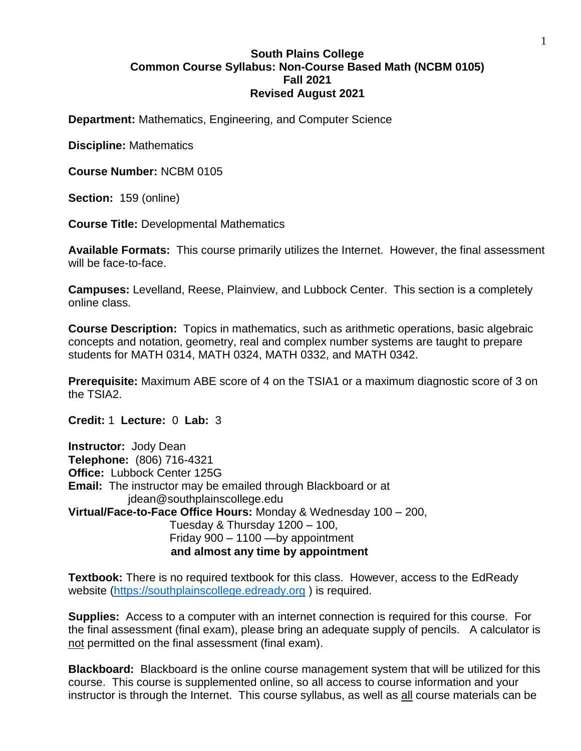# South Plains College
## Common Course Syllabus: Non-Course Based Math (NCBM 0105)
## Fall 2021
## Revised August 2021

**Department:** Mathematics, Engineering, and Computer Science

**Discipline:** Mathematics

**Course Number:** NCBM 0105

**Section:** 159 (online)

**Course Title:** Developmental Mathematics

**Available Formats:** This course primarily utilizes the Internet. However, the final assessment will be face-to-face.

**Campuses:** Levelland, Reese, Plainview, and Lubbock Center. This section is a completely online class.

**Course Description:** Topics in mathematics, such as arithmetic operations, basic algebraic concepts and notation, geometry, real and complex number systems are taught to prepare students for MATH 0314, MATH 0324, MATH 0332, and MATH 0342.

**Prerequisite:** Maximum ABE score of 4 on the TSIA1 or a maximum diagnostic score of 3 on the TSIA2.

**Credit:** 1 **Lecture:** 0 **Lab:** 3

**Instructor:** Jody Dean
**Telephone:** (806) 716-4321
**Office:** Lubbock Center 125G
**Email:** The instructor may be emailed through Blackboard or at jdean@southplainscollege.edu
**Virtual/Face-to-Face Office Hours:** Monday & Wednesday 100 – 200,
Tuesday & Thursday 1200 – 100,
Friday 900 – 1100 —by appointment
**and almost any time by appointment**

**Textbook:** There is no required textbook for this class. However, access to the EdReady website (https://southplainscollege.edready.org ) is required.

**Supplies:** Access to a computer with an internet connection is required for this course. For the final assessment (final exam), please bring an adequate supply of pencils. A calculator is not permitted on the final assessment (final exam).

**Blackboard:** Blackboard is the online course management system that will be utilized for this course. This course is supplemented online, so all access to course information and your instructor is through the Internet. This course syllabus, as well as all course materials can be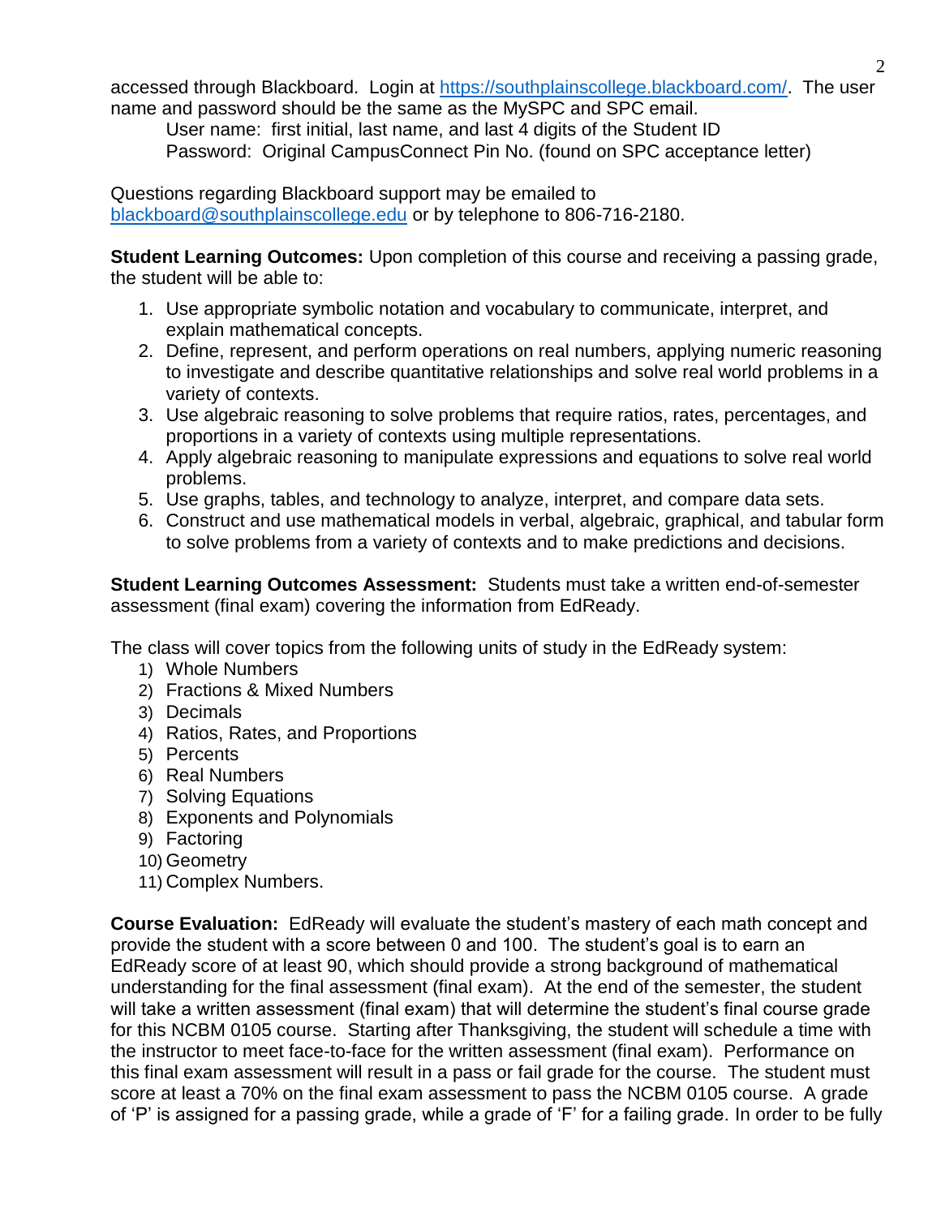accessed through Blackboard. Login at https://southplainscollege.blackboard.com/. The user name and password should be the same as the MySPC and SPC email.

User name: first initial, last name, and last 4 digits of the Student ID
Password: Original CampusConnect Pin No. (found on SPC acceptance letter)

Questions regarding Blackboard support may be emailed to blackboard@southplainscollege.edu or by telephone to 806-716-2180.

**Student Learning Outcomes:** Upon completion of this course and receiving a passing grade, the student will be able to:

1. Use appropriate symbolic notation and vocabulary to communicate, interpret, and explain mathematical concepts.
2. Define, represent, and perform operations on real numbers, applying numeric reasoning to investigate and describe quantitative relationships and solve real world problems in a variety of contexts.
3. Use algebraic reasoning to solve problems that require ratios, rates, percentages, and proportions in a variety of contexts using multiple representations.
4. Apply algebraic reasoning to manipulate expressions and equations to solve real world problems.
5. Use graphs, tables, and technology to analyze, interpret, and compare data sets.
6. Construct and use mathematical models in verbal, algebraic, graphical, and tabular form to solve problems from a variety of contexts and to make predictions and decisions.

**Student Learning Outcomes Assessment:** Students must take a written end-of-semester assessment (final exam) covering the information from EdReady.

The class will cover topics from the following units of study in the EdReady system:

1) Whole Numbers
2) Fractions & Mixed Numbers
3) Decimals
4) Ratios, Rates, and Proportions
5) Percents
6) Real Numbers
7) Solving Equations
8) Exponents and Polynomials
9) Factoring
10) Geometry
11) Complex Numbers.

**Course Evaluation:** EdReady will evaluate the student's mastery of each math concept and provide the student with a score between 0 and 100. The student's goal is to earn an EdReady score of at least 90, which should provide a strong background of mathematical understanding for the final assessment (final exam). At the end of the semester, the student will take a written assessment (final exam) that will determine the student's final course grade for this NCBM 0105 course. Starting after Thanksgiving, the student will schedule a time with the instructor to meet face-to-face for the written assessment (final exam). Performance on this final exam assessment will result in a pass or fail grade for the course. The student must score at least a 70% on the final exam assessment to pass the NCBM 0105 course. A grade of 'P' is assigned for a passing grade, while a grade of 'F' for a failing grade. In order to be fully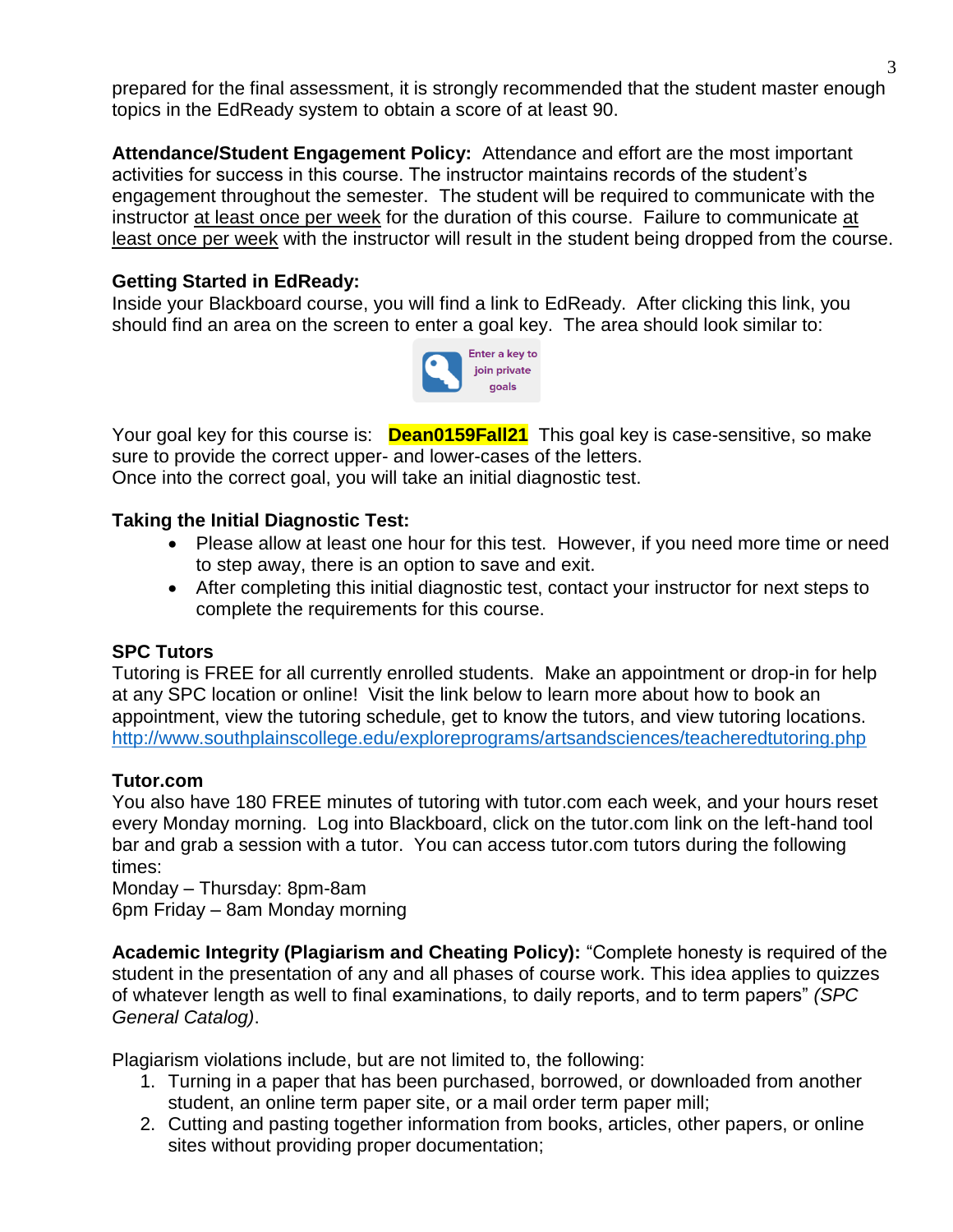prepared for the final assessment, it is strongly recommended that the student master enough topics in the EdReady system to obtain a score of at least 90.

**Attendance/Student Engagement Policy:** Attendance and effort are the most important activities for success in this course. The instructor maintains records of the student's engagement throughout the semester. The student will be required to communicate with the instructor at least once per week for the duration of this course. Failure to communicate at least once per week with the instructor will result in the student being dropped from the course.

**Getting Started in EdReady:**
Inside your Blackboard course, you will find a link to EdReady. After clicking this link, you should find an area on the screen to enter a goal key. The area should look similar to:

Enter a key to join private goals

Your goal key for this course is: **Dean0159Fall21** This goal key is case-sensitive, so make sure to provide the correct upper- and lower-cases of the letters.
Once into the correct goal, you will take an initial diagnostic test.

**Taking the Initial Diagnostic Test:**

- Please allow at least one hour for this test. However, if you need more time or need to step away, there is an option to save and exit.
- After completing this initial diagnostic test, contact your instructor for next steps to complete the requirements for this course.

**SPC Tutors**
Tutoring is FREE for all currently enrolled students. Make an appointment or drop-in for help at any SPC location or online! Visit the link below to learn more about how to book an appointment, view the tutoring schedule, get to know the tutors, and view tutoring locations.
http://www.southplainscollege.edu/exploreprograms/artsandsciences/teacheredtutoring.php

**Tutor.com**
You also have 180 FREE minutes of tutoring with tutor.com each week, and your hours reset every Monday morning. Log into Blackboard, click on the tutor.com link on the left-hand tool bar and grab a session with a tutor. You can access tutor.com tutors during the following times:
Monday – Thursday: 8pm-8am
6pm Friday – 8am Monday morning

**Academic Integrity (Plagiarism and Cheating Policy):** "Complete honesty is required of the student in the presentation of any and all phases of course work. This idea applies to quizzes of whatever length as well to final examinations, to daily reports, and to term papers" *(SPC General Catalog)*.

Plagiarism violations include, but are not limited to, the following:

1. Turning in a paper that has been purchased, borrowed, or downloaded from another student, an online term paper site, or a mail order term paper mill;
2. Cutting and pasting together information from books, articles, other papers, or online sites without providing proper documentation;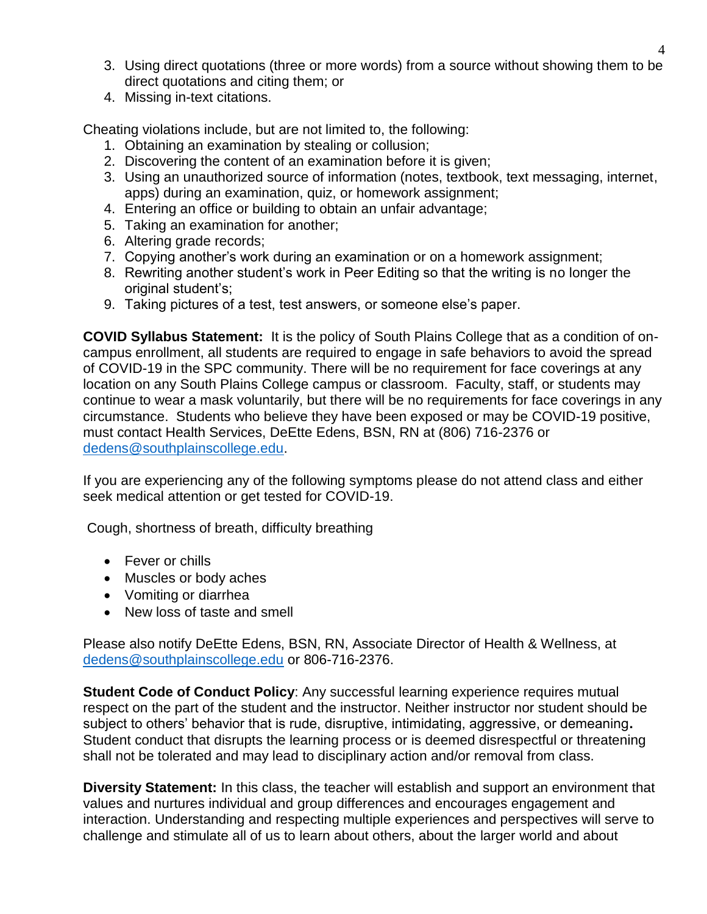3. Using direct quotations (three or more words) from a source without showing them to be direct quotations and citing them; or
4. Missing in-text citations.

Cheating violations include, but are not limited to, the following:

1. Obtaining an examination by stealing or collusion;
2. Discovering the content of an examination before it is given;
3. Using an unauthorized source of information (notes, textbook, text messaging, internet, apps) during an examination, quiz, or homework assignment;
4. Entering an office or building to obtain an unfair advantage;
5. Taking an examination for another;
6. Altering grade records;
7. Copying another's work during an examination or on a homework assignment;
8. Rewriting another student's work in Peer Editing so that the writing is no longer the original student's;
9. Taking pictures of a test, test answers, or someone else's paper.

**COVID Syllabus Statement:** It is the policy of South Plains College that as a condition of on-campus enrollment, all students are required to engage in safe behaviors to avoid the spread of COVID-19 in the SPC community. There will be no requirement for face coverings at any location on any South Plains College campus or classroom. Faculty, staff, or students may continue to wear a mask voluntarily, but there will be no requirements for face coverings in any circumstance. Students who believe they have been exposed or may be COVID-19 positive, must contact Health Services, DeEtte Edens, BSN, RN at (806) 716-2376 or dedens@southplainscollege.edu.

If you are experiencing any of the following symptoms please do not attend class and either seek medical attention or get tested for COVID-19.

Cough, shortness of breath, difficulty breathing

- Fever or chills
- Muscles or body aches
- Vomiting or diarrhea
- New loss of taste and smell

Please also notify DeEtte Edens, BSN, RN, Associate Director of Health & Wellness, at dedens@southplainscollege.edu or 806-716-2376.

**Student Code of Conduct Policy**: Any successful learning experience requires mutual respect on the part of the student and the instructor. Neither instructor nor student should be subject to others' behavior that is rude, disruptive, intimidating, aggressive, or demeaning**.** Student conduct that disrupts the learning process or is deemed disrespectful or threatening shall not be tolerated and may lead to disciplinary action and/or removal from class.

**Diversity Statement:** In this class, the teacher will establish and support an environment that values and nurtures individual and group differences and encourages engagement and interaction. Understanding and respecting multiple experiences and perspectives will serve to challenge and stimulate all of us to learn about others, about the larger world and about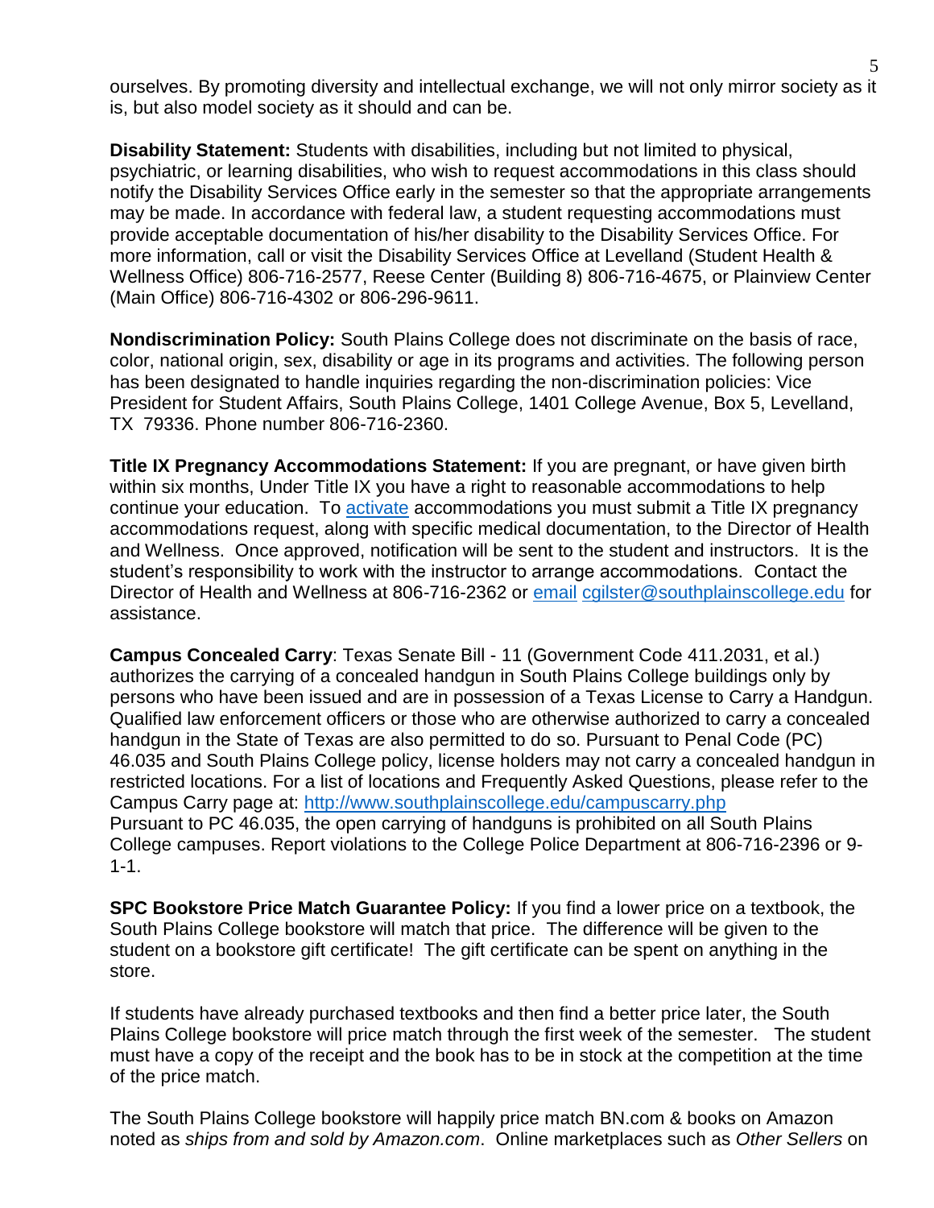ourselves. By promoting diversity and intellectual exchange, we will not only mirror society as it is, but also model society as it should and can be.

**Disability Statement:** Students with disabilities, including but not limited to physical, psychiatric, or learning disabilities, who wish to request accommodations in this class should notify the Disability Services Office early in the semester so that the appropriate arrangements may be made. In accordance with federal law, a student requesting accommodations must provide acceptable documentation of his/her disability to the Disability Services Office. For more information, call or visit the Disability Services Office at Levelland (Student Health & Wellness Office) 806-716-2577, Reese Center (Building 8) 806-716-4675, or Plainview Center (Main Office) 806-716-4302 or 806-296-9611.

**Nondiscrimination Policy:** South Plains College does not discriminate on the basis of race, color, national origin, sex, disability or age in its programs and activities. The following person has been designated to handle inquiries regarding the non-discrimination policies: Vice President for Student Affairs, South Plains College, 1401 College Avenue, Box 5, Levelland, TX 79336. Phone number 806-716-2360.

**Title IX Pregnancy Accommodations Statement:** If you are pregnant, or have given birth within six months, Under Title IX you have a right to reasonable accommodations to help continue your education. To activate accommodations you must submit a Title IX pregnancy accommodations request, along with specific medical documentation, to the Director of Health and Wellness. Once approved, notification will be sent to the student and instructors. It is the student's responsibility to work with the instructor to arrange accommodations. Contact the Director of Health and Wellness at 806-716-2362 or email cgilster@southplainscollege.edu for assistance.

**Campus Concealed Carry**: Texas Senate Bill - 11 (Government Code 411.2031, et al.) authorizes the carrying of a concealed handgun in South Plains College buildings only by persons who have been issued and are in possession of a Texas License to Carry a Handgun. Qualified law enforcement officers or those who are otherwise authorized to carry a concealed handgun in the State of Texas are also permitted to do so. Pursuant to Penal Code (PC) 46.035 and South Plains College policy, license holders may not carry a concealed handgun in restricted locations. For a list of locations and Frequently Asked Questions, please refer to the Campus Carry page at: http://www.southplainscollege.edu/campuscarry.php
Pursuant to PC 46.035, the open carrying of handguns is prohibited on all South Plains College campuses. Report violations to the College Police Department at 806-716-2396 or 9-1-1.

**SPC Bookstore Price Match Guarantee Policy:** If you find a lower price on a textbook, the South Plains College bookstore will match that price. The difference will be given to the student on a bookstore gift certificate! The gift certificate can be spent on anything in the store.

If students have already purchased textbooks and then find a better price later, the South Plains College bookstore will price match through the first week of the semester. The student must have a copy of the receipt and the book has to be in stock at the competition at the time of the price match.

The South Plains College bookstore will happily price match BN.com & books on Amazon noted as *ships from and sold by Amazon.com*. Online marketplaces such as *Other Sellers* on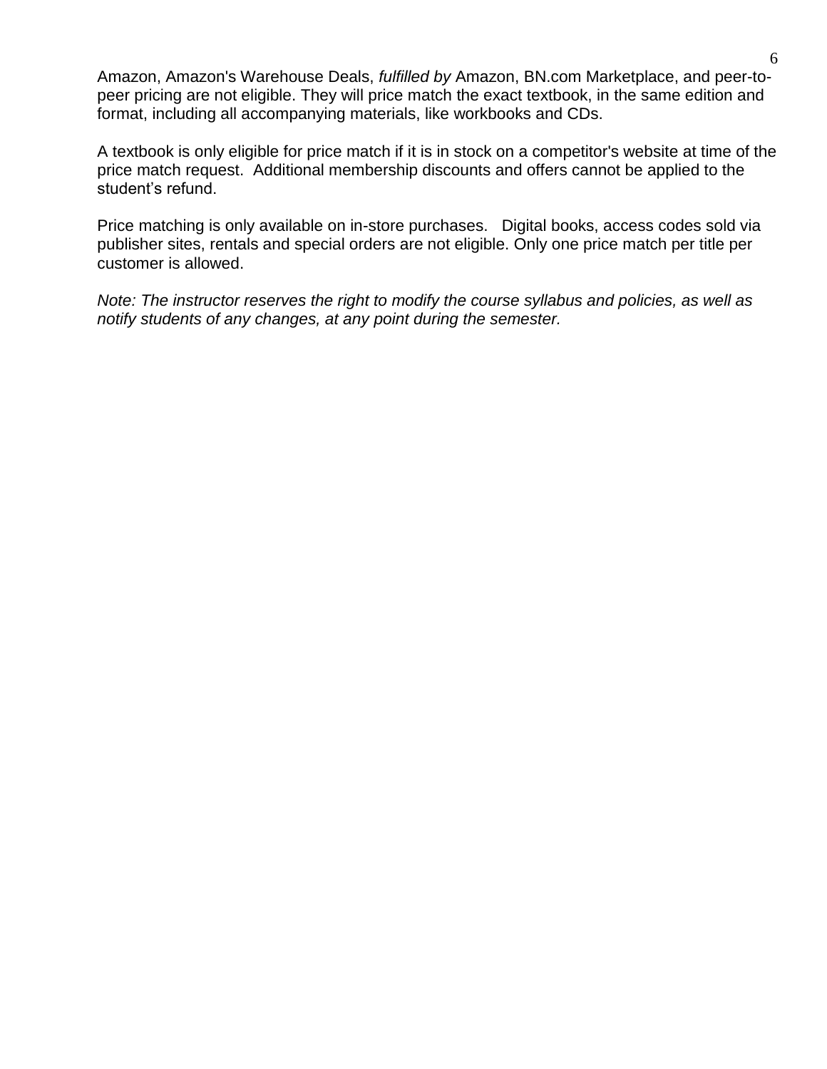Amazon, Amazon's Warehouse Deals, *fulfilled by* Amazon, BN.com Marketplace, and peer-to-peer pricing are not eligible. They will price match the exact textbook, in the same edition and format, including all accompanying materials, like workbooks and CDs.

A textbook is only eligible for price match if it is in stock on a competitor's website at time of the price match request. Additional membership discounts and offers cannot be applied to the student's refund.

Price matching is only available on in-store purchases. Digital books, access codes sold via publisher sites, rentals and special orders are not eligible. Only one price match per title per customer is allowed.

*Note: The instructor reserves the right to modify the course syllabus and policies, as well as notify students of any changes, at any point during the semester.*